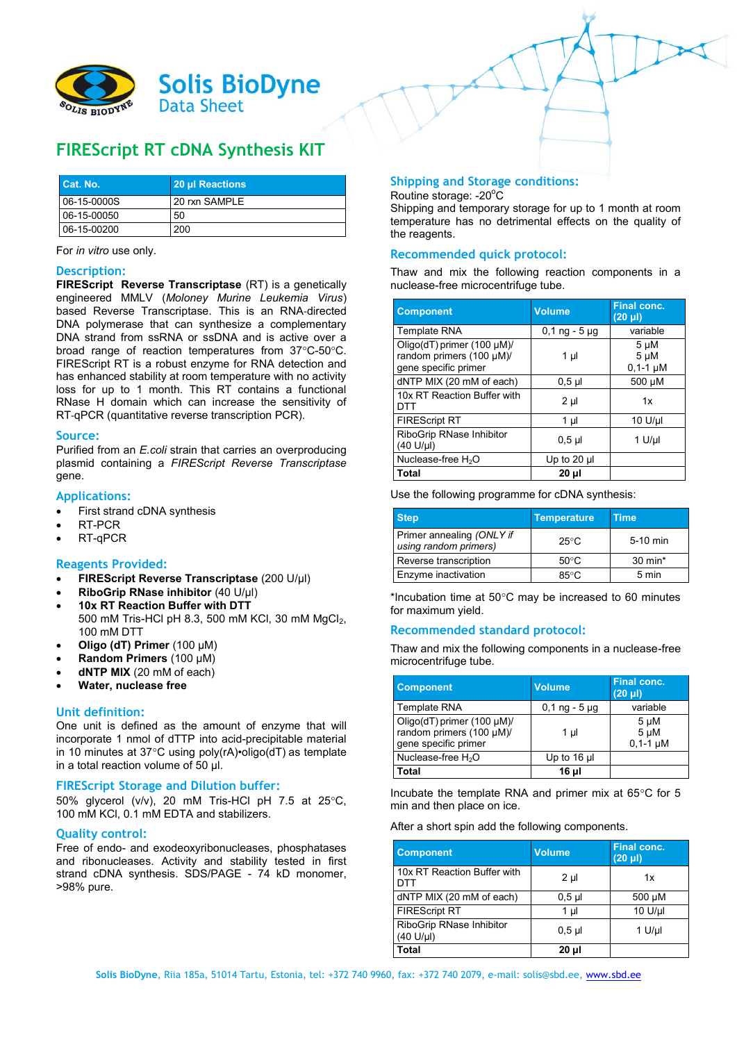# Solis BioDyne
Data Sheet

## FIREScript RT cDNA Synthesis KIT

| Cat. No. | 20 µl Reactions |
|---|---|
| 06-15-0000S | 20 rxn SAMPLE |
| 06-15-00050 | 50 |
| 06-15-00200 | 200 |

For *in vitro* use only.

### Description:

**FIREScript Reverse Transcriptase** (RT) is a genetically engineered MMLV (*Moloney Murine Leukemia Virus*) based Reverse Transcriptase. This is an RNA-directed DNA polymerase that can synthesize a complementary DNA strand from ssRNA or ssDNA and is active over a broad range of reaction temperatures from 37°C-50°C. FIREScript RT is a robust enzyme for RNA detection and has enhanced stability at room temperature with no activity loss for up to 1 month. This RT contains a functional RNase H domain which can increase the sensitivity of RT-qPCR (quantitative reverse transcription PCR).

### Source:

Purified from an *E.coli* strain that carries an overproducing plasmid containing a *FIREScript Reverse Transcriptase* gene.

### Applications:

- First strand cDNA synthesis
- RT-PCR
- RT-qPCR

### Reagents Provided:

- **FIREScript Reverse Transcriptase** (200 U/µl)
- **RiboGrip RNase inhibitor** (40 U/µl)
- **10x RT Reaction Buffer with DTT**
  500 mM Tris-HCl pH 8.3, 500 mM KCl, 30 mM $MgCl_2$, 100 mM DTT
- **Oligo (dT) Primer** (100 µM)
- **Random Primers** (100 µM)
- **dNTP MIX** (20 mM of each)
- **Water, nuclease free**

### Unit definition:

One unit is defined as the amount of enzyme that will incorporate 1 nmol of dTTP into acid-precipitable material in 10 minutes at 37°C using poly(rA)•oligo(dT) as template in a total reaction volume of 50 µl.

### FIREScript Storage and Dilution buffer:

50% glycerol (v/v), 20 mM Tris-HCl pH 7.5 at 25°C, 100 mM KCl, 0.1 mM EDTA and stabilizers.

### Quality control:

Free of endo- and exodeoxyribonucleases, phosphatases and ribonucleases. Activity and stability tested in first strand cDNA synthesis. SDS/PAGE - 74 kD monomer, >98% pure.

### Shipping and Storage conditions:

Routine storage: -20°C
Shipping and temporary storage for up to 1 month at room temperature has no detrimental effects on the quality of the reagents.

### Recommended quick protocol:

Thaw and mix the following reaction components in a nuclease-free microcentrifuge tube.

| Component | Volume | Final conc. (20 µl) |
|---|---|---|
| Template RNA | 0,1 ng - 5 µg | variable |
| Oligo(dT) primer (100 µM)/ random primers (100 µM)/ gene specific primer | 1 µl | 5 µM<br>5 µM<br>0,1-1 µM |
| dNTP MIX (20 mM of each) | 0,5 µl | 500 µM |
| 10x RT Reaction Buffer with DTT | 2 µl | 1x |
| FIREScript RT | 1 µl | 10 U/µl |
| RiboGrip RNase Inhibitor (40 U/µl) | 0,5 µl | 1 U/µl |
| Nuclease-free $H_2O$ | Up to 20 µl | |
| **Total** | **20 µl** | |

Use the following programme for cDNA synthesis:

| Step | Temperature | Time |
|---|---|---|
| Primer annealing *(ONLY if using random primers)* | 25°C | 5-10 min |
| Reverse transcription | 50°C | 30 min* |
| Enzyme inactivation | 85°C | 5 min |

*Incubation time at 50°C may be increased to 60 minutes for maximum yield.

### Recommended standard protocol:

Thaw and mix the following components in a nuclease-free microcentrifuge tube.

| Component | Volume | Final conc. (20 µl) |
|---|---|---|
| Template RNA | 0,1 ng - 5 µg | variable |
| Oligo(dT) primer (100 µM)/ random primers (100 µM)/ gene specific primer | 1 µl | 5 µM<br>5 µM<br>0,1-1 µM |
| Nuclease-free $H_2O$ | Up to 16 µl | |
| **Total** | **16 µl** | |

Incubate the template RNA and primer mix at 65°C for 5 min and then place on ice.

After a short spin add the following components.

| Component | Volume | Final conc. (20 µl) |
|---|---|---|
| 10x RT Reaction Buffer with DTT | 2 µl | 1x |
| dNTP MIX (20 mM of each) | 0,5 µl | 500 µM |
| FIREScript RT | 1 µl | 10 U/µl |
| RiboGrip RNase Inhibitor (40 U/µl) | 0,5 µl | 1 U/µl |
| **Total** | **20 µl** | |

**Solis BioDyne**, Riia 185a, 51014 Tartu, Estonia, tel: +372 740 9960, fax: +372 740 2079, e-mail: solis@sbd.ee, www.sbd.ee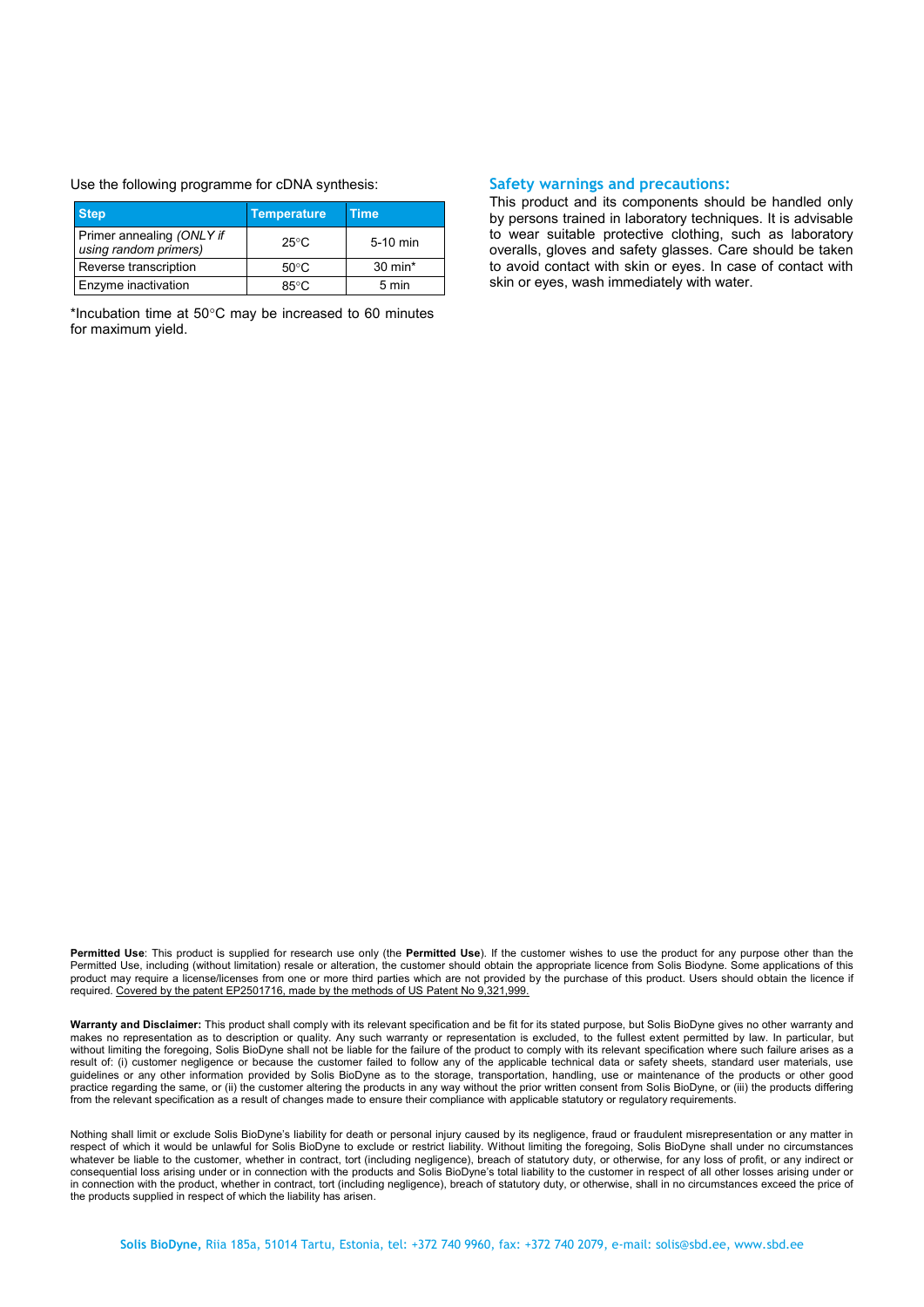Use the following programme for cDNA synthesis:

| Step | Temperature | Time |
| --- | --- | --- |
| Primer annealing *(ONLY if using random primers)* | 25°C | 5-10 min |
| Reverse transcription | 50°C | 30 min* |
| Enzyme inactivation | 85°C | 5 min |

*Incubation time at 50°C may be increased to 60 minutes for maximum yield.

## Safety warnings and precautions:

This product and its components should be handled only by persons trained in laboratory techniques. It is advisable to wear suitable protective clothing, such as laboratory overalls, gloves and safety glasses. Care should be taken to avoid contact with skin or eyes. In case of contact with skin or eyes, wash immediately with water.

**Permitted Use**: This product is supplied for research use only (the **Permitted Use**). If the customer wishes to use the product for any purpose other than the Permitted Use, including (without limitation) resale or alteration, the customer should obtain the appropriate licence from Solis Biodyne. Some applications of this product may require a license/licenses from one or more third parties which are not provided by the purchase of this product. Users should obtain the licence if required. Covered by the patent EP2501716, made by the methods of US Patent No 9,321,999.

**Warranty and Disclaimer:** This product shall comply with its relevant specification and be fit for its stated purpose, but Solis BioDyne gives no other warranty and makes no representation as to description or quality. Any such warranty or representation is excluded, to the fullest extent permitted by law. In particular, but without limiting the foregoing, Solis BioDyne shall not be liable for the failure of the product to comply with its relevant specification where such failure arises as a result of: (i) customer negligence or because the customer failed to follow any of the applicable technical data or safety sheets, standard user materials, use guidelines or any other information provided by Solis BioDyne as to the storage, transportation, handling, use or maintenance of the products or other good practice regarding the same, or (ii) the customer altering the products in any way without the prior written consent from Solis BioDyne, or (iii) the products differing from the relevant specification as a result of changes made to ensure their compliance with applicable statutory or regulatory requirements.

Nothing shall limit or exclude Solis BioDyne's liability for death or personal injury caused by its negligence, fraud or fraudulent misrepresentation or any matter in respect of which it would be unlawful for Solis BioDyne to exclude or restrict liability. Without limiting the foregoing, Solis BioDyne shall under no circumstances whatever be liable to the customer, whether in contract, tort (including negligence), breach of statutory duty, or otherwise, for any loss of profit, or any indirect or consequential loss arising under or in connection with the products and Solis BioDyne's total liability to the customer in respect of all other losses arising under or in connection with the product, whether in contract, tort (including negligence), breach of statutory duty, or otherwise, shall in no circumstances exceed the price of the products supplied in respect of which the liability has arisen.

**Solis BioDyne,** Riia 185a, 51014 Tartu, Estonia, tel: +372 740 9960, fax: +372 740 2079, e-mail: solis@sbd.ee, www.sbd.ee